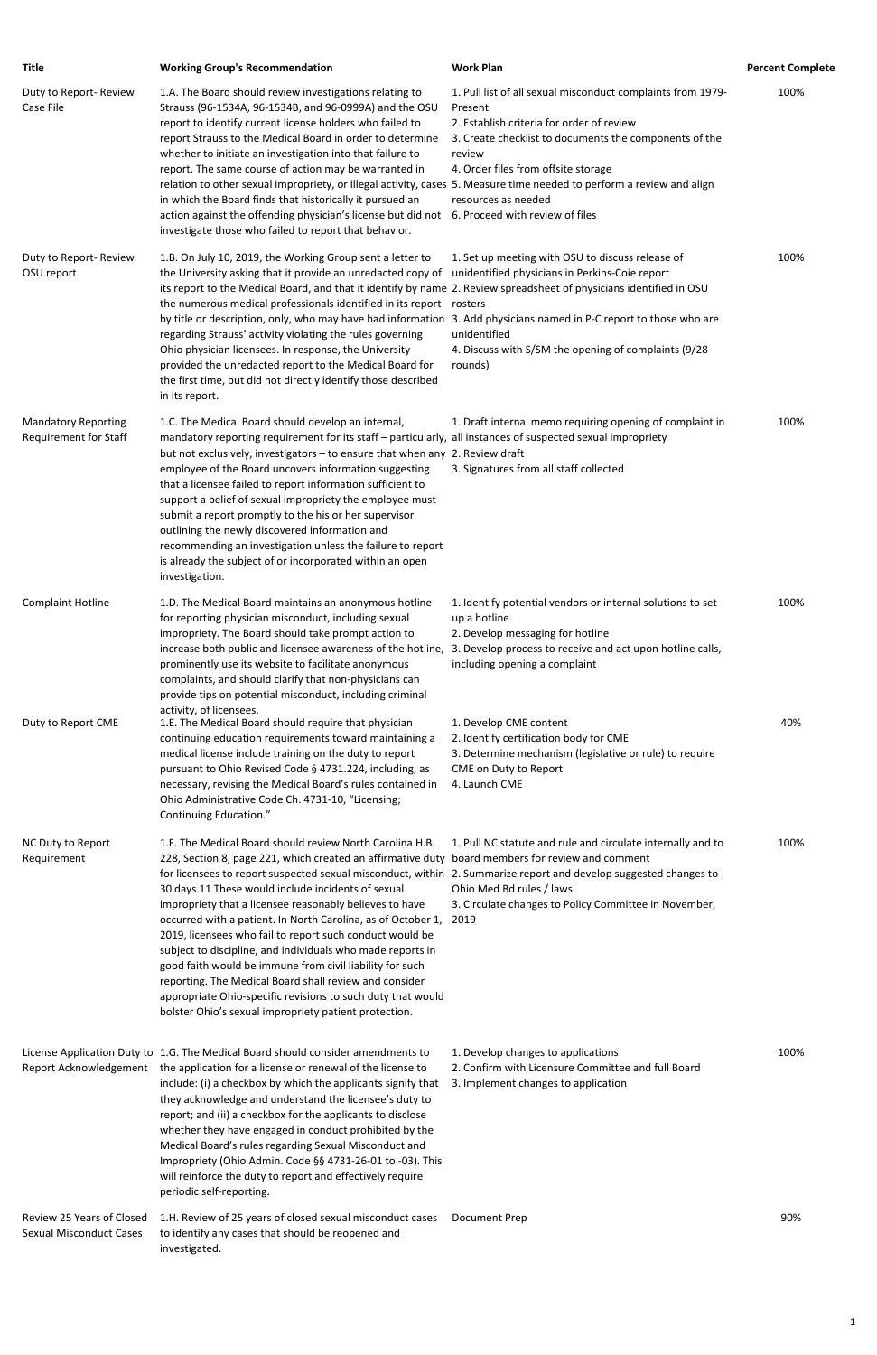| Title | Working Group's Recommendation | Work Plan | Percent Complete |
|---|---|---|---|
| Duty to Report- Review Case File | 1.A. The Board should review investigations relating to Strauss (96-1534A, 96-1534B, and 96-0999A) and the OSU report to identify current license holders who failed to report Strauss to the Medical Board in order to determine whether to initiate an investigation into that failure to report. The same course of action may be warranted in relation to other sexual impropriety, or illegal activity, cases in which the Board finds that historically it pursued an action against the offending physician's license but did not investigate those who failed to report that behavior. | 1. Pull list of all sexual misconduct complaints from 1979-Present<br>2. Establish criteria for order of review<br>3. Create checklist to documents the components of the review<br>4. Order files from offsite storage<br>5. Measure time needed to perform a review and align resources as needed<br>6. Proceed with review of files | 100% |
| Duty to Report- Review OSU report | 1.B. On July 10, 2019, the Working Group sent a letter to the University asking that it provide an unredacted copy of its report to the Medical Board, and that it identify by name the numerous medical professionals identified in its report by title or description, only, who may have had information regarding Strauss' activity violating the rules governing Ohio physician licensees. In response, the University provided the unredacted report to the Medical Board for the first time, but did not directly identify those described in its report. | 1. Set up meeting with OSU to discuss release of unidentified physicians in Perkins-Coie report<br>2. Review spreadsheet of physicians identified in OSU rosters<br>3. Add physicians named in P-C report to those who are unidentified<br>4. Discuss with S/SM the opening of complaints (9/28 rounds) | 100% |
| Mandatory Reporting Requirement for Staff | 1.C. The Medical Board should develop an internal, mandatory reporting requirement for its staff – particularly, but not exclusively, investigators – to ensure that when any employee of the Board uncovers information suggesting that a licensee failed to report information sufficient to support a belief of sexual impropriety the employee must submit a report promptly to the his or her supervisor outlining the newly discovered information and recommending an investigation unless the failure to report is already the subject of or incorporated within an open investigation. | 1. Draft internal memo requiring opening of complaint in all instances of suspected sexual impropriety<br>2. Review draft<br>3. Signatures from all staff collected | 100% |
| Complaint Hotline | 1.D. The Medical Board maintains an anonymous hotline for reporting physician misconduct, including sexual impropriety. The Board should take prompt action to increase both public and licensee awareness of the hotline, prominently use its website to facilitate anonymous complaints, and should clarify that non-physicians can provide tips on potential misconduct, including criminal activity, of licensees. | 1. Identify potential vendors or internal solutions to set up a hotline<br>2. Develop messaging for hotline<br>3. Develop process to receive and act upon hotline calls, including opening a complaint | 100% |
| Duty to Report CME | 1.E. The Medical Board should require that physician continuing education requirements toward maintaining a medical license include training on the duty to report pursuant to Ohio Revised Code § 4731.224, including, as necessary, revising the Medical Board's rules contained in Ohio Administrative Code Ch. 4731-10, "Licensing; Continuing Education." | 1. Develop CME content<br>2. Identify certification body for CME<br>3. Determine mechanism (legislative or rule) to require CME on Duty to Report<br>4. Launch CME | 40% |
| NC Duty to Report Requirement | 1.F. The Medical Board should review North Carolina H.B. 228, Section 8, page 221, which created an affirmative duty for licensees to report suspected sexual misconduct, within 30 days.11 These would include incidents of sexual impropriety that a licensee reasonably believes to have occurred with a patient. In North Carolina, as of October 1, 2019, licensees who fail to report such conduct would be subject to discipline, and individuals who made reports in good faith would be immune from civil liability for such reporting. The Medical Board shall review and consider appropriate Ohio-specific revisions to such duty that would bolster Ohio's sexual impropriety patient protection. | 1. Pull NC statute and rule and circulate internally and to board members for review and comment<br>2. Summarize report and develop suggested changes to Ohio Med Bd rules / laws<br>3. Circulate changes to Policy Committee in November, 2019 | 100% |
| License Application Duty to Report Acknowledgement | 1.G. The Medical Board should consider amendments to the application for a license or renewal of the license to include: (i) a checkbox by which the applicants signify that they acknowledge and understand the licensee's duty to report; and (ii) a checkbox for the applicants to disclose whether they have engaged in conduct prohibited by the Medical Board's rules regarding Sexual Misconduct and Impropriety (Ohio Admin. Code §§ 4731-26-01 to -03). This will reinforce the duty to report and effectively require periodic self-reporting. | 1. Develop changes to applications<br>2. Confirm with Licensure Committee and full Board<br>3. Implement changes to application | 100% |
| Review 25 Years of Closed Sexual Misconduct Cases | 1.H. Review of 25 years of closed sexual misconduct cases to identify any cases that should be reopened and investigated. | Document Prep | 90% |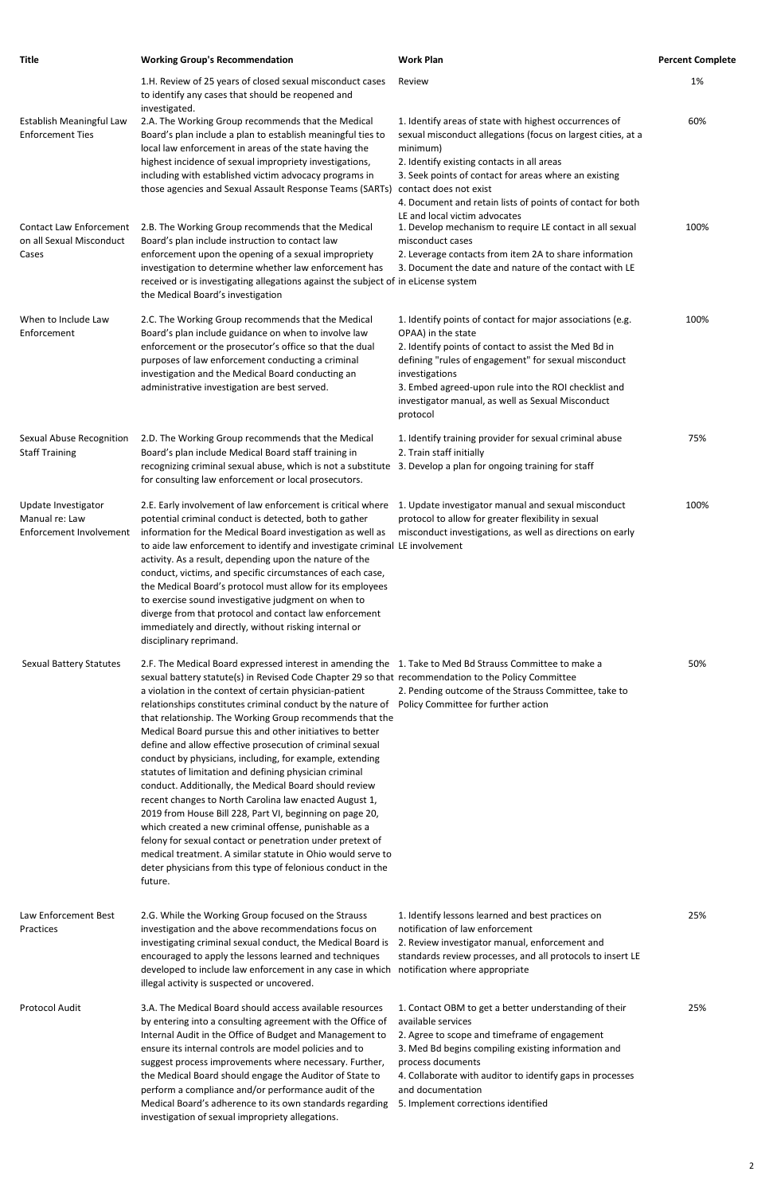| Title | Working Group's Recommendation | Work Plan | Percent Complete |
|---|---|---|---|
| | 1.H. Review of 25 years of closed sexual misconduct cases to identify any cases that should be reopened and investigated. | Review | 1% |
| Establish Meaningful Law Enforcement Ties | 2.A. The Working Group recommends that the Medical Board's plan include a plan to establish meaningful ties to local law enforcement in areas of the state having the highest incidence of sexual impropriety investigations, including with established victim advocacy programs in those agencies and Sexual Assault Response Teams (SARTs) | 1. Identify areas of state with highest occurrences of sexual misconduct allegations (focus on largest cities, at a minimum)<br>2. Identify existing contacts in all areas<br>3. Seek points of contact for areas where an existing contact does not exist<br>4. Document and retain lists of points of contact for both LE and local victim advocates | 60% |
| Contact Law Enforcement on all Sexual Misconduct Cases | 2.B. The Working Group recommends that the Medical Board's plan include instruction to contact law enforcement upon the opening of a sexual impropriety investigation to determine whether law enforcement has received or is investigating allegations against the subject of the Medical Board's investigation | 1. Develop mechanism to require LE contact in all sexual misconduct cases<br>2. Leverage contacts from item 2A to share information<br>3. Document the date and nature of the contact with LE in eLicense system | 100% |
| When to Include Law Enforcement | 2.C. The Working Group recommends that the Medical Board's plan include guidance on when to involve law enforcement or the prosecutor's office so that the dual purposes of law enforcement conducting a criminal investigation and the Medical Board conducting an administrative investigation are best served. | 1. Identify points of contact for major associations (e.g. OPAA) in the state<br>2. Identify points of contact to assist the Med Bd in defining "rules of engagement" for sexual misconduct investigations<br>3. Embed agreed-upon rule into the ROI checklist and investigator manual, as well as Sexual Misconduct protocol | 100% |
| Sexual Abuse Recognition Staff Training | 2.D. The Working Group recommends that the Medical Board's plan include Medical Board staff training in recognizing criminal sexual abuse, which is not a substitute for consulting law enforcement or local prosecutors. | 1. Identify training provider for sexual criminal abuse<br>2. Train staff initially<br>3. Develop a plan for ongoing training for staff | 75% |
| Update Investigator Manual re: Law Enforcement Involvement | 2.E. Early involvement of law enforcement is critical where potential criminal conduct is detected, both to gather information for the Medical Board investigation as well as to aide law enforcement to identify and investigate criminal activity. As a result, depending upon the nature of the conduct, victims, and specific circumstances of each case, the Medical Board's protocol must allow for its employees to exercise sound investigative judgment on when to diverge from that protocol and contact law enforcement immediately and directly, without risking internal or disciplinary reprimand. | 1. Update investigator manual and sexual misconduct protocol to allow for greater flexibility in sexual misconduct investigations, as well as directions on early LE involvement | 100% |
| Sexual Battery Statutes | 2.F. The Medical Board expressed interest in amending the sexual battery statute(s) in Revised Code Chapter 29 so that a violation in the context of certain physician-patient relationships constitutes criminal conduct by the nature of that relationship. The Working Group recommends that the Medical Board pursue this and other initiatives to better define and allow effective prosecution of criminal sexual conduct by physicians, including, for example, extending statutes of limitation and defining physician criminal conduct. Additionally, the Medical Board should review recent changes to North Carolina law enacted August 1, 2019 from House Bill 228, Part VI, beginning on page 20, which created a new criminal offense, punishable as a felony for sexual contact or penetration under pretext of medical treatment. A similar statute in Ohio would serve to deter physicians from this type of felonious conduct in the future. | 1. Take to Med Bd Strauss Committee to make a recommendation to the Policy Committee<br>2. Pending outcome of the Strauss Committee, take to Policy Committee for further action | 50% |
| Law Enforcement Best Practices | 2.G. While the Working Group focused on the Strauss investigation and the above recommendations focus on investigating criminal sexual conduct, the Medical Board is encouraged to apply the lessons learned and techniques developed to include law enforcement in any case in which illegal activity is suspected or uncovered. | 1. Identify lessons learned and best practices on notification of law enforcement<br>2. Review investigator manual, enforcement and standards review processes, and all protocols to insert LE notification where appropriate | 25% |
| Protocol Audit | 3.A. The Medical Board should access available resources by entering into a consulting agreement with the Office of Internal Audit in the Office of Budget and Management to ensure its internal controls are model policies and to suggest process improvements where necessary. Further, the Medical Board should engage the Auditor of State to perform a compliance and/or performance audit of the Medical Board's adherence to its own standards regarding investigation of sexual impropriety allegations. | 1. Contact OBM to get a better understanding of their available services<br>2. Agree to scope and timeframe of engagement<br>3. Med Bd begins compiling existing information and process documents<br>4. Collaborate with auditor to identify gaps in processes and documentation<br>5. Implement corrections identified | 25% |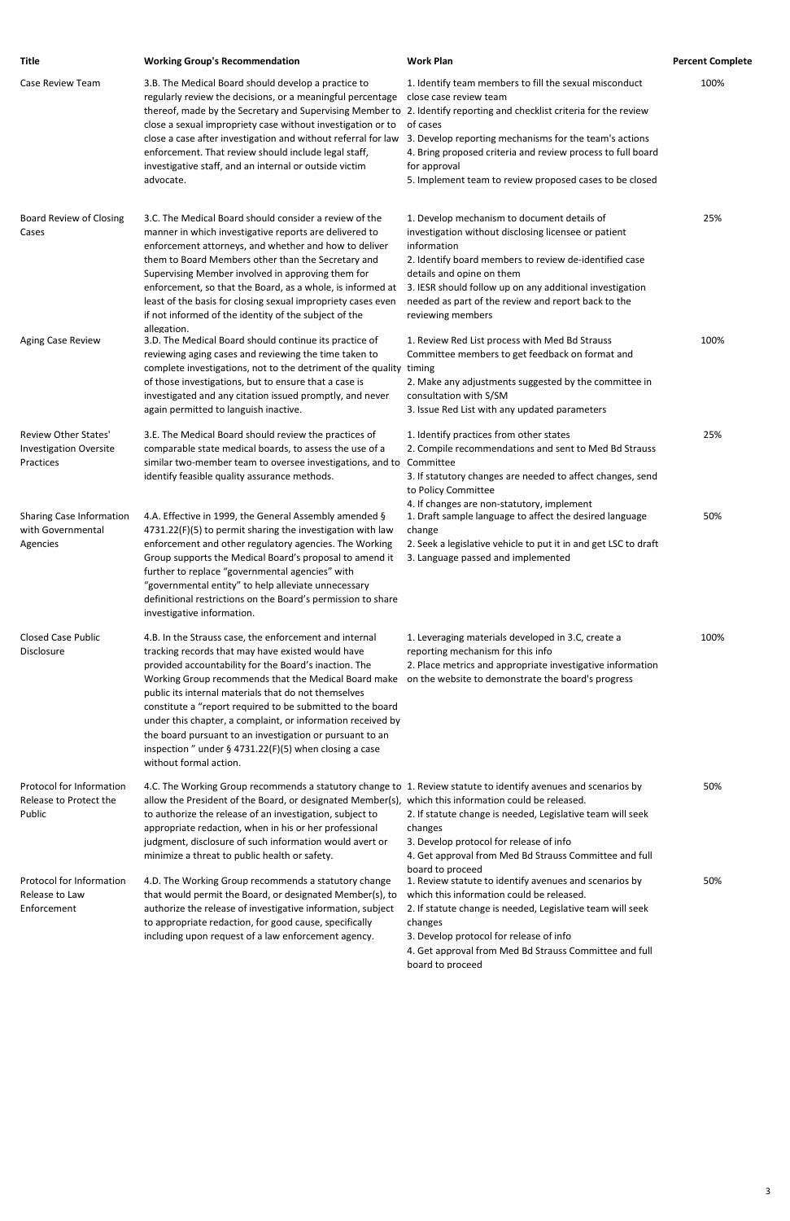| Title | Working Group's Recommendation | Work Plan | Percent Complete |
|---|---|---|---|
| Case Review Team | 3.B. The Medical Board should develop a practice to regularly review the decisions, or a meaningful percentage thereof, made by the Secretary and Supervising Member to close a sexual impropriety case without investigation or to close a case after investigation and without referral for law enforcement. That review should include legal staff, investigative staff, and an internal or outside victim advocate. | 1. Identify team members to fill the sexual misconduct close case review team<br>2. Identify reporting and checklist criteria for the review of cases<br>3. Develop reporting mechanisms for the team's actions<br>4. Bring proposed criteria and review process to full board for approval<br>5. Implement team to review proposed cases to be closed | 100% |
| Board Review of Closing Cases | 3.C. The Medical Board should consider a review of the manner in which investigative reports are delivered to enforcement attorneys, and whether and how to deliver them to Board Members other than the Secretary and Supervising Member involved in approving them for enforcement, so that the Board, as a whole, is informed at least of the basis for closing sexual impropriety cases even if not informed of the identity of the subject of the allegation. | 1. Develop mechanism to document details of investigation without disclosing licensee or patient information<br>2. Identify board members to review de-identified case details and opine on them<br>3. IESR should follow up on any additional investigation needed as part of the review and report back to the reviewing members | 25% |
| Aging Case Review | 3.D. The Medical Board should continue its practice of reviewing aging cases and reviewing the time taken to complete investigations, not to the detriment of the quality of those investigations, but to ensure that a case is investigated and any citation issued promptly, and never again permitted to languish inactive. | 1. Review Red List process with Med Bd Strauss Committee members to get feedback on format and timing<br>2. Make any adjustments suggested by the committee in consultation with S/SM<br>3. Issue Red List with any updated parameters | 100% |
| Review Other States' Investigation Oversite Practices | 3.E. The Medical Board should review the practices of comparable state medical boards, to assess the use of a similar two-member team to oversee investigations, and to identify feasible quality assurance methods. | 1. Identify practices from other states<br>2. Compile recommendations and sent to Med Bd Strauss Committee<br>3. If statutory changes are needed to affect changes, send to Policy Committee<br>4. If changes are non-statutory, implement | 25% |
| Sharing Case Information with Governmental Agencies | 4.A. Effective in 1999, the General Assembly amended § 4731.22(F)(5) to permit sharing the investigation with law enforcement and other regulatory agencies. The Working Group supports the Medical Board's proposal to amend it further to replace "governmental agencies" with "governmental entity" to help alleviate unnecessary definitional restrictions on the Board's permission to share investigative information. | 1. Draft sample language to affect the desired language change<br>2. Seek a legislative vehicle to put it in and get LSC to draft<br>3. Language passed and implemented | 50% |
| Closed Case Public Disclosure | 4.B. In the Strauss case, the enforcement and internal tracking records that may have existed would have provided accountability for the Board's inaction. The Working Group recommends that the Medical Board make public its internal materials that do not themselves constitute a "report required to be submitted to the board under this chapter, a complaint, or information received by the board pursuant to an investigation or pursuant to an inspection " under § 4731.22(F)(5) when closing a case without formal action. | 1. Leveraging materials developed in 3.C, create a reporting mechanism for this info<br>2. Place metrics and appropriate investigative information on the website to demonstrate the board's progress | 100% |
| Protocol for Information Release to Protect the Public | 4.C. The Working Group recommends a statutory change to allow the President of the Board, or designated Member(s), to authorize the release of an investigation, subject to appropriate redaction, when in his or her professional judgment, disclosure of such information would avert or minimize a threat to public health or safety. | 1. Review statute to identify avenues and scenarios by which this information could be released.<br>2. If statute change is needed, Legislative team will seek changes<br>3. Develop protocol for release of info<br>4. Get approval from Med Bd Strauss Committee and full board to proceed | 50% |
| Protocol for Information Release to Law Enforcement | 4.D. The Working Group recommends a statutory change that would permit the Board, or designated Member(s), to authorize the release of investigative information, subject to appropriate redaction, for good cause, specifically including upon request of a law enforcement agency. | 1. Review statute to identify avenues and scenarios by which this information could be released.<br>2. If statute change is needed, Legislative team will seek changes<br>3. Develop protocol for release of info<br>4. Get approval from Med Bd Strauss Committee and full board to proceed | 50% |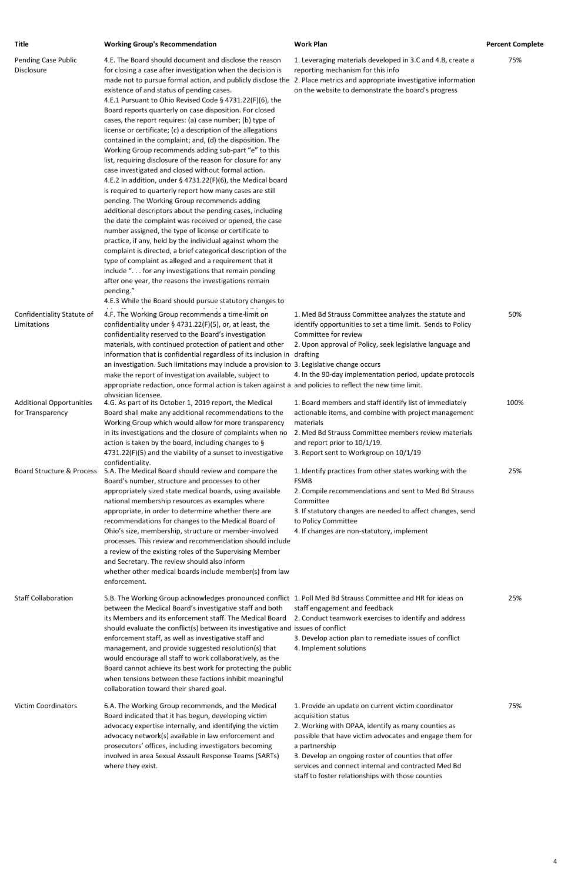| Title | Working Group's Recommendation | Work Plan | Percent Complete |
| --- | --- | --- | --- |
| Pending Case Public Disclosure | 4.E. The Board should document and disclose the reason for closing a case after investigation when the decision is made not to pursue formal action, and publicly disclose the existence of and status of pending cases.<br>4.E.1 Pursuant to Ohio Revised Code § 4731.22(F)(6), the Board reports quarterly on case disposition. For closed cases, the report requires: (a) case number; (b) type of license or certificate; (c) a description of the allegations contained in the complaint; and, (d) the disposition. The Working Group recommends adding sub-part "e" to this list, requiring disclosure of the reason for closure for any case investigated and closed without formal action.<br>4.E.2 In addition, under § 4731.22(F)(6), the Medical board is required to quarterly report how many cases are still pending. The Working Group recommends adding additional descriptors about the pending cases, including the date the complaint was received or opened, the case number assigned, the type of license or certificate to practice, if any, held by the individual against whom the complaint is directed, a brief categorical description of the type of complaint as alleged and a requirement that it include ". . . for any investigations that remain pending after one year, the reasons the investigations remain pending."<br>4.E.3 While the Board should pursue statutory changes to | 1. Leveraging materials developed in 3.C and 4.B, create a reporting mechanism for this info<br>2. Place metrics and appropriate investigative information on the website to demonstrate the board's progress | 75% |
| Confidentiality Statute of Limitations | 4.F. The Working Group recommends a time-limit on confidentiality under § 4731.22(F)(5), or, at least, the confidentiality reserved to the Board's investigation materials, with continued protection of patient and other information that is confidential regardless of its inclusion in an investigation. Such limitations may include a provision to make the report of investigation available, subject to appropriate redaction, once formal action is taken against a physician licensee. | 1. Med Bd Strauss Committee analyzes the statute and identify opportunities to set a time limit. Sends to Policy Committee for review<br>2. Upon approval of Policy, seek legislative language and drafting<br>3. Legislative change occurs<br>4. In the 90-day implementation period, update protocols and policies to reflect the new time limit. | 50% |
| Additional Opportunities for Transparency | 4.G. As part of its October 1, 2019 report, the Medical Board shall make any additional recommendations to the Working Group which would allow for more transparency in its investigations and the closure of complaints when no action is taken by the board, including changes to § 4731.22(F)(5) and the viability of a sunset to investigative confidentiality. | 1. Board members and staff identify list of immediately actionable items, and combine with project management materials<br>2. Med Bd Strauss Committee members review materials and report prior to 10/1/19.<br>3. Report sent to Workgroup on 10/1/19 | 100% |
| Board Structure & Process | 5.A. The Medical Board should review and compare the Board's number, structure and processes to other appropriately sized state medical boards, using available national membership resources as examples where appropriate, in order to determine whether there are recommendations for changes to the Medical Board of Ohio's size, membership, structure or member-involved processes. This review and recommendation should include a review of the existing roles of the Supervising Member and Secretary. The review should also inform whether other medical boards include member(s) from law enforcement. | 1. Identify practices from other states working with the FSMB<br>2. Compile recommendations and sent to Med Bd Strauss Committee<br>3. If statutory changes are needed to affect changes, send to Policy Committee<br>4. If changes are non-statutory, implement | 25% |
| Staff Collaboration | 5.B. The Working Group acknowledges pronounced conflict between the Medical Board's investigative staff and both its Members and its enforcement staff. The Medical Board should evaluate the conflict(s) between its investigative and enforcement staff, as well as investigative staff and management, and provide suggested resolution(s) that would encourage all staff to work collaboratively, as the Board cannot achieve its best work for protecting the public when tensions between these factions inhibit meaningful collaboration toward their shared goal. | 1. Poll Med Bd Strauss Committee and HR for ideas on staff engagement and feedback<br>2. Conduct teamwork exercises to identify and address issues of conflict<br>3. Develop action plan to remediate issues of conflict<br>4. Implement solutions | 25% |
| Victim Coordinators | 6.A. The Working Group recommends, and the Medical Board indicated that it has begun, developing victim advocacy expertise internally, and identifying the victim advocacy network(s) available in law enforcement and prosecutors' offices, including investigators becoming involved in area Sexual Assault Response Teams (SARTs) where they exist. | 1. Provide an update on current victim coordinator acquisition status<br>2. Working with OPAA, identify as many counties as possible that have victim advocates and engage them for a partnership<br>3. Develop an ongoing roster of counties that offer services and connect internal and contracted Med Bd staff to foster relationships with those counties | 75% |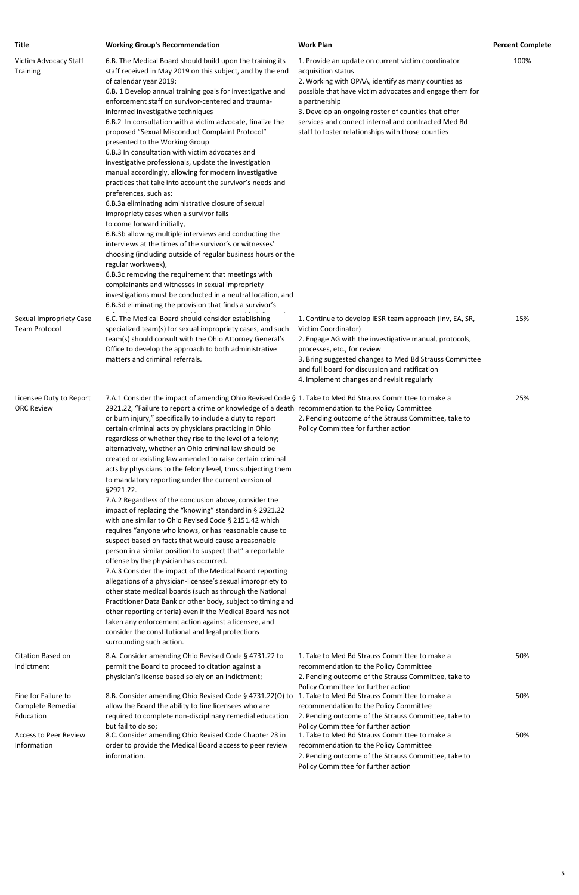| Title | Working Group's Recommendation | Work Plan | Percent Complete |
| --- | --- | --- | --- |
| Victim Advocacy Staff Training | 6.B. The Medical Board should build upon the training its staff received in May 2019 on this subject, and by the end of calendar year 2019:<br>6.B. 1 Develop annual training goals for investigative and enforcement staff on survivor-centered and trauma-informed investigative techniques<br>6.B.2 In consultation with a victim advocate, finalize the proposed "Sexual Misconduct Complaint Protocol" presented to the Working Group<br>6.B.3 In consultation with victim advocates and investigative professionals, update the investigation manual accordingly, allowing for modern investigative practices that take into account the survivor's needs and preferences, such as:<br>6.B.3a eliminating administrative closure of sexual impropriety cases when a survivor fails to come forward initially,<br>6.B.3b allowing multiple interviews and conducting the interviews at the times of the survivor's or witnesses' choosing (including outside of regular business hours or the regular workweek),<br>6.B.3c removing the requirement that meetings with complainants and witnesses in sexual impropriety investigations must be conducted in a neutral location, and<br>6.B.3d eliminating the provision that finds a survivor's | 1. Provide an update on current victim coordinator acquisition status<br>2. Working with OPAA, identify as many counties as possible that have victim advocates and engage them for a partnership<br>3. Develop an ongoing roster of counties that offer services and connect internal and contracted Med Bd staff to foster relationships with those counties | 100% |
| Sexual Impropriety Case Team Protocol | 6.C. The Medical Board should consider establishing specialized team(s) for sexual impropriety cases, and such team(s) should consult with the Ohio Attorney General's Office to develop the approach to both administrative matters and criminal referrals. | 1. Continue to develop IESR team approach (Inv, EA, SR, Victim Coordinator)<br>2. Engage AG with the investigative manual, protocols, processes, etc., for review<br>3. Bring suggested changes to Med Bd Strauss Committee and full board for discussion and ratification<br>4. Implement changes and revisit regularly | 15% |
| Licensee Duty to Report ORC Review | 7.A.1 Consider the impact of amending Ohio Revised Code § 2921.22, "Failure to report a crime or knowledge of a death or burn injury," specifically to include a duty to report certain criminal acts by physicians practicing in Ohio regardless of whether they rise to the level of a felony; alternatively, whether an Ohio criminal law should be created or existing law amended to raise certain criminal acts by physicians to the felony level, thus subjecting them to mandatory reporting under the current version of §2921.22.<br>7.A.2 Regardless of the conclusion above, consider the impact of replacing the "knowing" standard in § 2921.22 with one similar to Ohio Revised Code § 2151.42 which requires "anyone who knows, or has reasonable cause to suspect based on facts that would cause a reasonable person in a similar position to suspect that" a reportable offense by the physician has occurred.<br>7.A.3 Consider the impact of the Medical Board reporting allegations of a physician-licensee's sexual impropriety to other state medical boards (such as through the National Practitioner Data Bank or other body, subject to timing and other reporting criteria) even if the Medical Board has not taken any enforcement action against a licensee, and consider the constitutional and legal protections surrounding such action. | 1. Take to Med Bd Strauss Committee to make a recommendation to the Policy Committee<br>2. Pending outcome of the Strauss Committee, take to Policy Committee for further action | 25% |
| Citation Based on Indictment | 8.A. Consider amending Ohio Revised Code § 4731.22 to permit the Board to proceed to citation against a physician's license based solely on an indictment; | 1. Take to Med Bd Strauss Committee to make a recommendation to the Policy Committee<br>2. Pending outcome of the Strauss Committee, take to Policy Committee for further action | 50% |
| Fine for Failure to Complete Remedial Education | 8.B. Consider amending Ohio Revised Code § 4731.22(O) to allow the Board the ability to fine licensees who are required to complete non-disciplinary remedial education but fail to do so; | 1. Take to Med Bd Strauss Committee to make a recommendation to the Policy Committee<br>2. Pending outcome of the Strauss Committee, take to Policy Committee for further action | 50% |
| Access to Peer Review Information | 8.C. Consider amending Ohio Revised Code Chapter 23 in order to provide the Medical Board access to peer review information. | 1. Take to Med Bd Strauss Committee to make a recommendation to the Policy Committee<br>2. Pending outcome of the Strauss Committee, take to Policy Committee for further action | 50% |